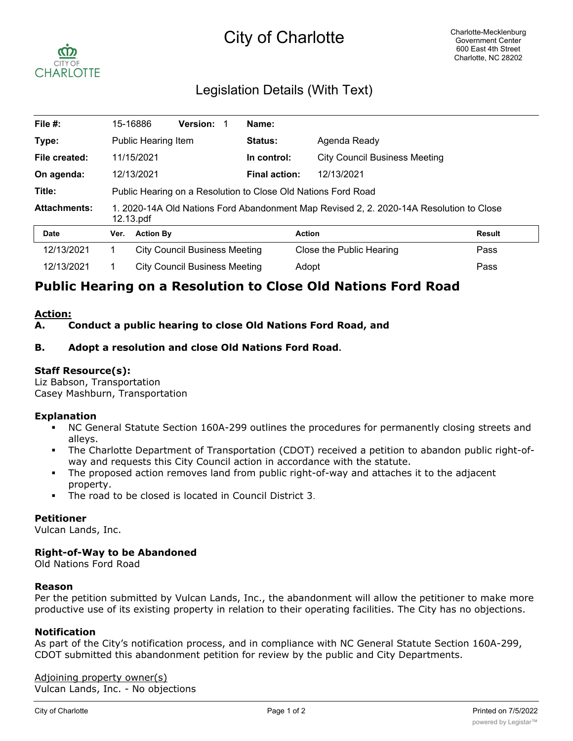# City of Charlotte

Charlotte-Mecklenburg
Government Center
600 East 4th Street
Charlotte, NC 28202

## Legislation Details (With Text)

| | | | |
|---|---|---|---|
| **File #:** | 15-16886 **Version:** 1 | **Name:** | |
| **Type:** | Public Hearing Item | **Status:** | Agenda Ready |
| **File created:** | 11/15/2021 | **In control:** | City Council Business Meeting |
| **On agenda:** | 12/13/2021 | **Final action:** | 12/13/2021 |
| **Title:** | Public Hearing on a Resolution to Close Old Nations Ford Road | | |
| **Attachments:** | 1. 2020-14A Old Nations Ford Abandonment Map Revised 2, 2. 2020-14A Resolution to Close 12.13.pdf | | |

| Date | Ver. | Action By | Action | Result |
|---|---|---|---|---|
| 12/13/2021 | 1 | City Council Business Meeting | Close the Public Hearing | Pass |
| 12/13/2021 | 1 | City Council Business Meeting | Adopt | Pass |

# Public Hearing on a Resolution to Close Old Nations Ford Road

**Action:**

**A. Conduct a public hearing to close Old Nations Ford Road, and**

**B. Adopt a resolution and close Old Nations Ford Road.**

### Staff Resource(s):

Liz Babson, Transportation
Casey Mashburn, Transportation

### Explanation

- NC General Statute Section 160A-299 outlines the procedures for permanently closing streets and alleys.
- The Charlotte Department of Transportation (CDOT) received a petition to abandon public right-of-way and requests this City Council action in accordance with the statute.
- The proposed action removes land from public right-of-way and attaches it to the adjacent property.
- The road to be closed is located in Council District 3.

### Petitioner

Vulcan Lands, Inc.

### Right-of-Way to be Abandoned

Old Nations Ford Road

### Reason

Per the petition submitted by Vulcan Lands, Inc., the abandonment will allow the petitioner to make more productive use of its existing property in relation to their operating facilities. The City has no objections.

### Notification

As part of the City's notification process, and in compliance with NC General Statute Section 160A-299, CDOT submitted this abandonment petition for review by the public and City Departments.

Adjoining property owner(s)
Vulcan Lands, Inc. - No objections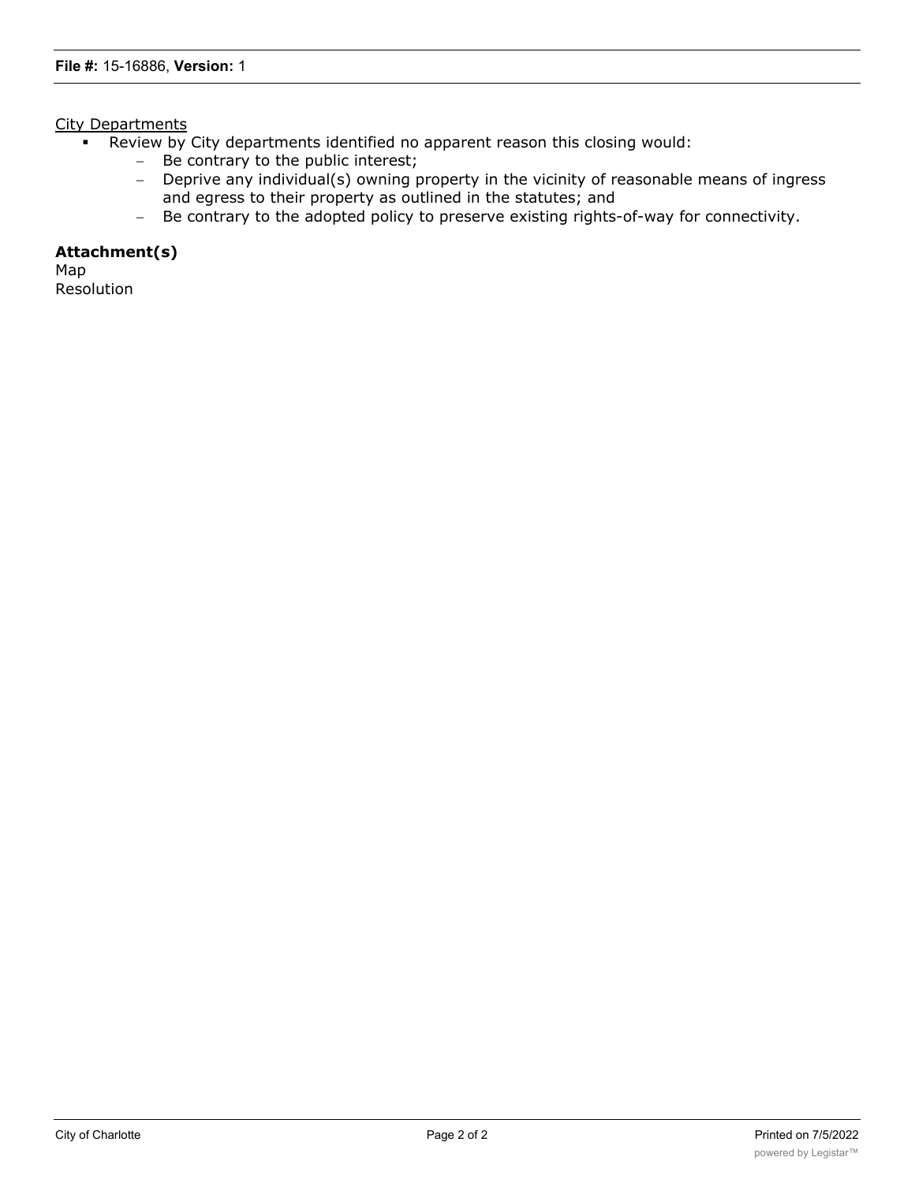City Departments

- Review by City departments identified no apparent reason this closing would:
  - Be contrary to the public interest;
  - Deprive any individual(s) owning property in the vicinity of reasonable means of ingress and egress to their property as outlined in the statutes; and
  - Be contrary to the adopted policy to preserve existing rights-of-way for connectivity.

**Attachment(s)**

Map

Resolution